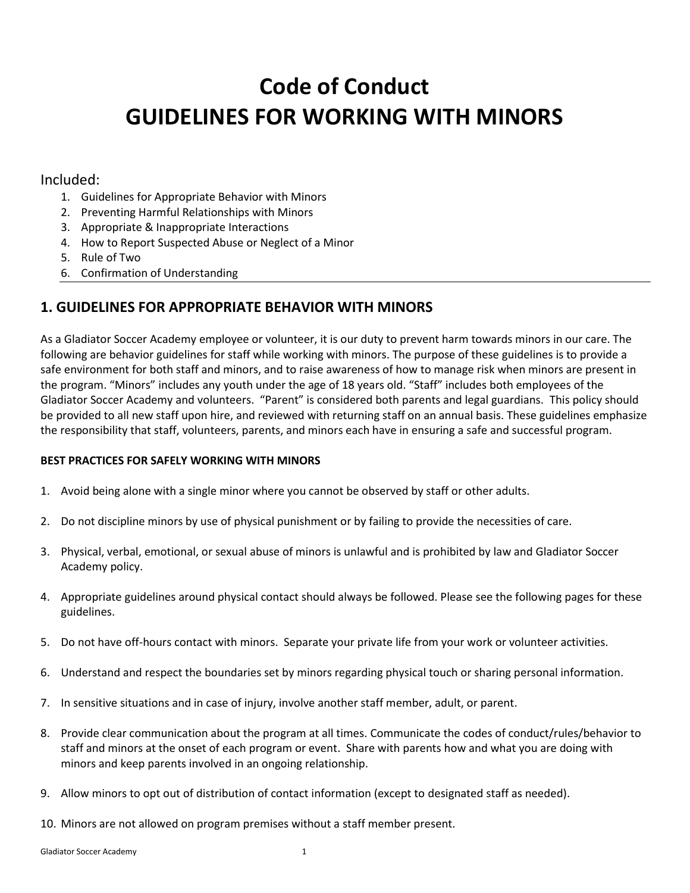# Code of Conduct
# GUIDELINES FOR WORKING WITH MINORS

Included:

1. Guidelines for Appropriate Behavior with Minors
2. Preventing Harmful Relationships with Minors
3. Appropriate & Inappropriate Interactions
4. How to Report Suspected Abuse or Neglect of a Minor
5. Rule of Two
6. Confirmation of Understanding

---

## 1. GUIDELINES FOR APPROPRIATE BEHAVIOR WITH MINORS

As a Gladiator Soccer Academy employee or volunteer, it is our duty to prevent harm towards minors in our care. The following are behavior guidelines for staff while working with minors. The purpose of these guidelines is to provide a safe environment for both staff and minors, and to raise awareness of how to manage risk when minors are present in the program. "Minors" includes any youth under the age of 18 years old. "Staff" includes both employees of the Gladiator Soccer Academy and volunteers. "Parent" is considered both parents and legal guardians. This policy should be provided to all new staff upon hire, and reviewed with returning staff on an annual basis. These guidelines emphasize the responsibility that staff, volunteers, parents, and minors each have in ensuring a safe and successful program.

**BEST PRACTICES FOR SAFELY WORKING WITH MINORS**

1. Avoid being alone with a single minor where you cannot be observed by staff or other adults.

2. Do not discipline minors by use of physical punishment or by failing to provide the necessities of care.

3. Physical, verbal, emotional, or sexual abuse of minors is unlawful and is prohibited by law and Gladiator Soccer Academy policy.

4. Appropriate guidelines around physical contact should always be followed. Please see the following pages for these guidelines.

5. Do not have off-hours contact with minors. Separate your private life from your work or volunteer activities.

6. Understand and respect the boundaries set by minors regarding physical touch or sharing personal information.

7. In sensitive situations and in case of injury, involve another staff member, adult, or parent.

8. Provide clear communication about the program at all times. Communicate the codes of conduct/rules/behavior to staff and minors at the onset of each program or event. Share with parents how and what you are doing with minors and keep parents involved in an ongoing relationship.

9. Allow minors to opt out of distribution of contact information (except to designated staff as needed).

10. Minors are not allowed on program premises without a staff member present.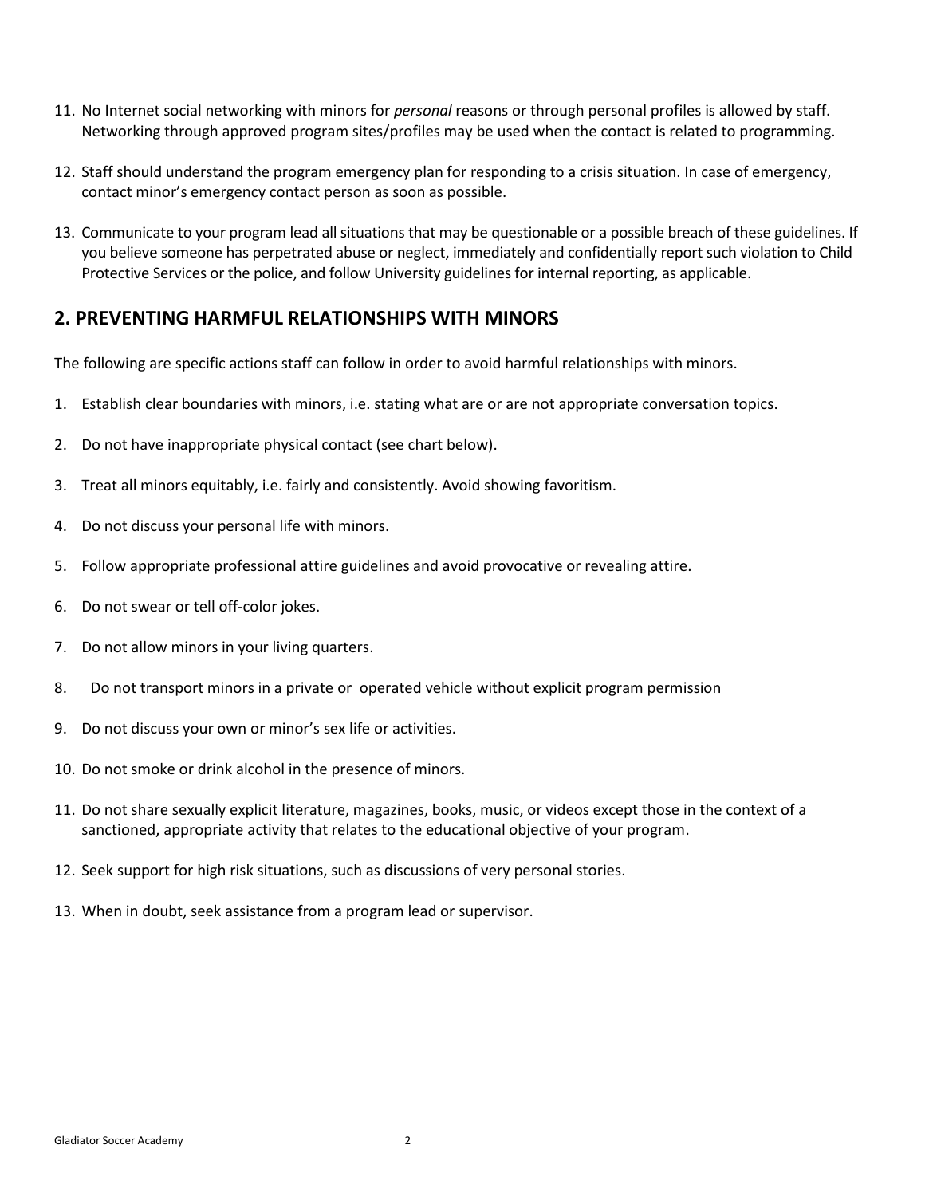11. No Internet social networking with minors for *personal* reasons or through personal profiles is allowed by staff. Networking through approved program sites/profiles may be used when the contact is related to programming.

12. Staff should understand the program emergency plan for responding to a crisis situation. In case of emergency, contact minor's emergency contact person as soon as possible.

13. Communicate to your program lead all situations that may be questionable or a possible breach of these guidelines. If you believe someone has perpetrated abuse or neglect, immediately and confidentially report such violation to Child Protective Services or the police, and follow University guidelines for internal reporting, as applicable.

## 2. PREVENTING HARMFUL RELATIONSHIPS WITH MINORS

The following are specific actions staff can follow in order to avoid harmful relationships with minors.

1. Establish clear boundaries with minors, i.e. stating what are or are not appropriate conversation topics.
2. Do not have inappropriate physical contact (see chart below).
3. Treat all minors equitably, i.e. fairly and consistently. Avoid showing favoritism.
4. Do not discuss your personal life with minors.
5. Follow appropriate professional attire guidelines and avoid provocative or revealing attire.
6. Do not swear or tell off-color jokes.
7. Do not allow minors in your living quarters.
8. Do not transport minors in a private or operated vehicle without explicit program permission
9. Do not discuss your own or minor's sex life or activities.
10. Do not smoke or drink alcohol in the presence of minors.
11. Do not share sexually explicit literature, magazines, books, music, or videos except those in the context of a sanctioned, appropriate activity that relates to the educational objective of your program.
12. Seek support for high risk situations, such as discussions of very personal stories.
13. When in doubt, seek assistance from a program lead or supervisor.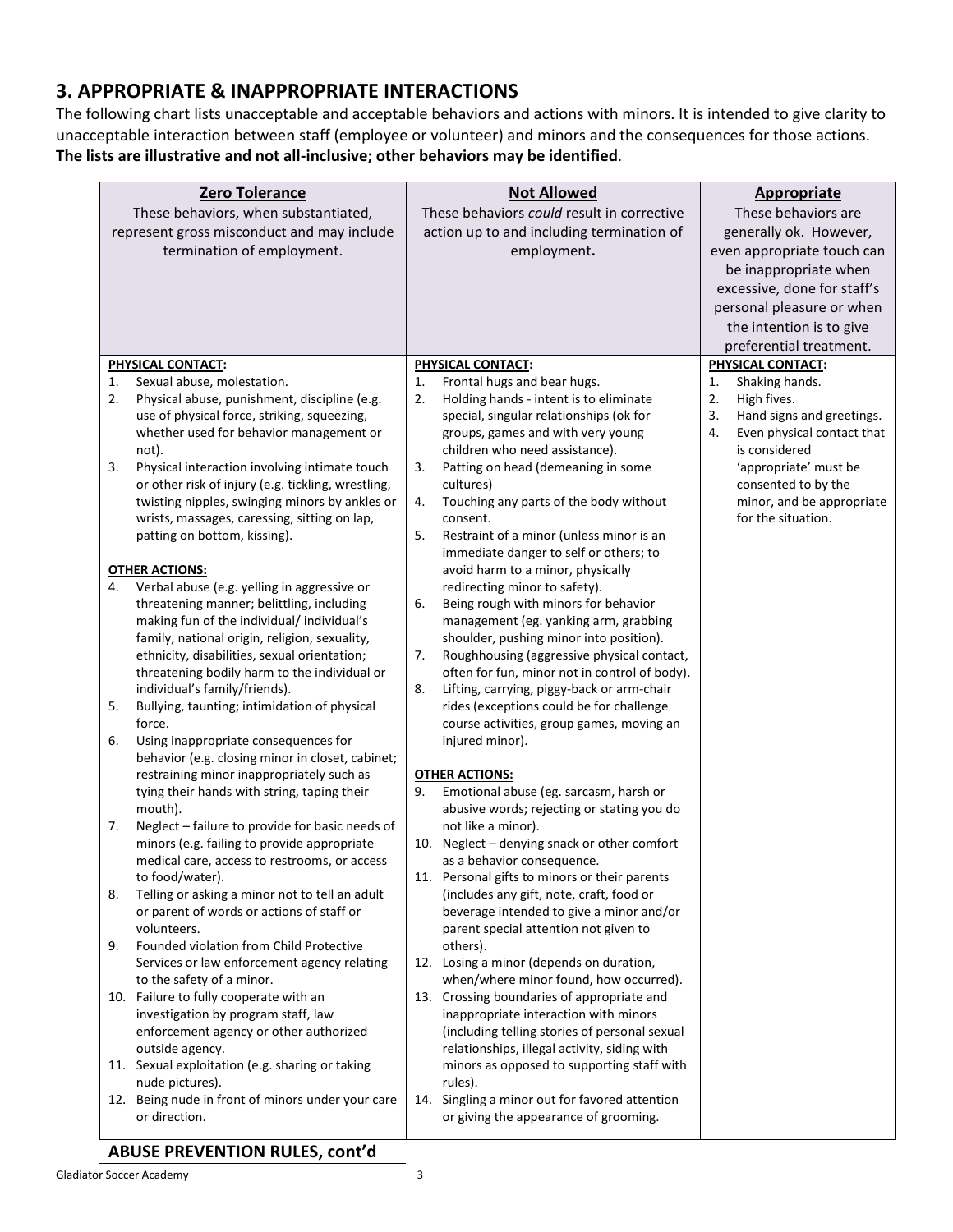## 3. APPROPRIATE & INAPPROPRIATE INTERACTIONS

The following chart lists unacceptable and acceptable behaviors and actions with minors. It is intended to give clarity to unacceptable interaction between staff (employee or volunteer) and minors and the consequences for those actions. **The lists are illustrative and not all-inclusive; other behaviors may be identified**.

| **Zero Tolerance**<br>These behaviors, when substantiated, represent gross misconduct and may include termination of employment. | **Not Allowed**<br>These behaviors *could* result in corrective action up to and including termination of employment**.** | **Appropriate**<br>These behaviors are generally ok. However, even appropriate touch can be inappropriate when excessive, done for staff's personal pleasure or when the intention is to give preferential treatment. |
|---|---|---|
| **PHYSICAL CONTACT:**<br>1. Sexual abuse, molestation.<br>2. Physical abuse, punishment, discipline (e.g. use of physical force, striking, squeezing, whether used for behavior management or not).<br>3. Physical interaction involving intimate touch or other risk of injury (e.g. tickling, wrestling, twisting nipples, swinging minors by ankles or wrists, massages, caressing, sitting on lap, patting on bottom, kissing).<br><br>**OTHER ACTIONS:**<br>4. Verbal abuse (e.g. yelling in aggressive or threatening manner; belittling, including making fun of the individual/ individual's family, national origin, religion, sexuality, ethnicity, disabilities, sexual orientation; threatening bodily harm to the individual or individual's family/friends).<br>5. Bullying, taunting; intimidation of physical force.<br>6. Using inappropriate consequences for behavior (e.g. closing minor in closet, cabinet; restraining minor inappropriately such as tying their hands with string, taping their mouth).<br>7. Neglect – failure to provide for basic needs of minors (e.g. failing to provide appropriate medical care, access to restrooms, or access to food/water).<br>8. Telling or asking a minor not to tell an adult or parent of words or actions of staff or volunteers.<br>9. Founded violation from Child Protective Services or law enforcement agency relating to the safety of a minor.<br>10. Failure to fully cooperate with an investigation by program staff, law enforcement agency or other authorized outside agency.<br>11. Sexual exploitation (e.g. sharing or taking nude pictures).<br>12. Being nude in front of minors under your care or direction. | **PHYSICAL CONTACT:**<br>1. Frontal hugs and bear hugs.<br>2. Holding hands - intent is to eliminate special, singular relationships (ok for groups, games and with very young children who need assistance).<br>3. Patting on head (demeaning in some cultures)<br>4. Touching any parts of the body without consent.<br>5. Restraint of a minor (unless minor is an immediate danger to self or others; to avoid harm to a minor, physically redirecting minor to safety).<br>6. Being rough with minors for behavior management (eg. yanking arm, grabbing shoulder, pushing minor into position).<br>7. Roughhousing (aggressive physical contact, often for fun, minor not in control of body).<br>8. Lifting, carrying, piggy-back or arm-chair rides (exceptions could be for challenge course activities, group games, moving an injured minor).<br><br>**OTHER ACTIONS:**<br>9. Emotional abuse (eg. sarcasm, harsh or abusive words; rejecting or stating you do not like a minor).<br>10. Neglect – denying snack or other comfort as a behavior consequence.<br>11. Personal gifts to minors or their parents (includes any gift, note, craft, food or beverage intended to give a minor and/or parent special attention not given to others).<br>12. Losing a minor (depends on duration, when/where minor found, how occurred).<br>13. Crossing boundaries of appropriate and inappropriate interaction with minors (including telling stories of personal sexual relationships, illegal activity, siding with minors as opposed to supporting staff with rules).<br>14. Singling a minor out for favored attention or giving the appearance of grooming. | **PHYSICAL CONTACT:**<br>1. Shaking hands.<br>2. High fives.<br>3. Hand signs and greetings.<br>4. Even physical contact that is considered 'appropriate' must be consented to by the minor, and be appropriate for the situation. |

**ABUSE PREVENTION RULES, cont'd**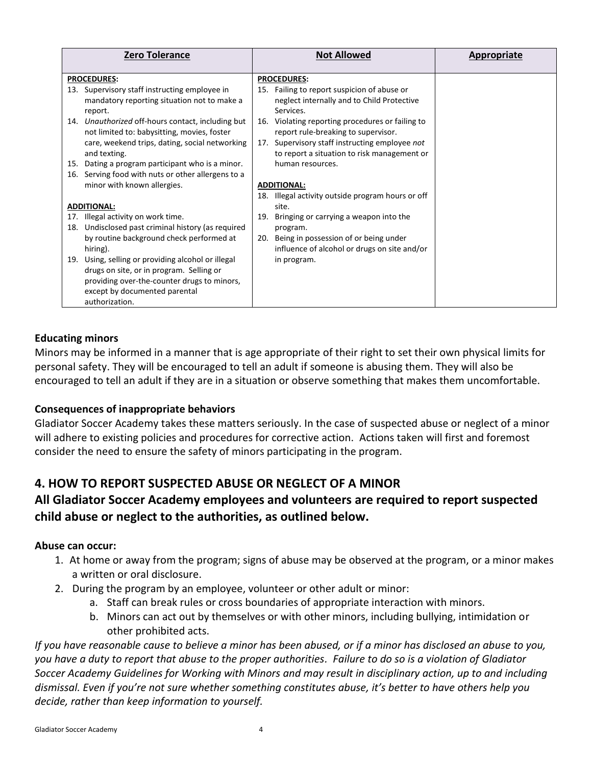| Zero Tolerance | Not Allowed | Appropriate |
|---|---|---|
| **PROCEDURES:**<br>13. Supervisory staff instructing employee in mandatory reporting situation not to make a report.<br>14. *Unauthorized* off-hours contact, including but not limited to: babysitting, movies, foster care, weekend trips, dating, social networking and texting.<br>15. Dating a program participant who is a minor.<br>16. Serving food with nuts or other allergens to a minor with known allergies.<br><br>**ADDITIONAL:**<br>17. Illegal activity on work time.<br>18. Undisclosed past criminal history (as required by routine background check performed at hiring).<br>19. Using, selling or providing alcohol or illegal drugs on site, or in program. Selling or providing over-the-counter drugs to minors, except by documented parental authorization. | **PROCEDURES:**<br>15. Failing to report suspicion of abuse or neglect internally and to Child Protective Services.<br>16. Violating reporting procedures or failing to report rule-breaking to supervisor.<br>17. Supervisory staff instructing employee *not* to report a situation to risk management or human resources.<br><br>**ADDITIONAL:**<br>18. Illegal activity outside program hours or off site.<br>19. Bringing or carrying a weapon into the program.<br>20. Being in possession of or being under influence of alcohol or drugs on site and/or in program. | |

**Educating minors**

Minors may be informed in a manner that is age appropriate of their right to set their own physical limits for personal safety. They will be encouraged to tell an adult if someone is abusing them. They will also be encouraged to tell an adult if they are in a situation or observe something that makes them uncomfortable.

**Consequences of inappropriate behaviors**

Gladiator Soccer Academy takes these matters seriously. In the case of suspected abuse or neglect of a minor will adhere to existing policies and procedures for corrective action. Actions taken will first and foremost consider the need to ensure the safety of minors participating in the program.

## 4. HOW TO REPORT SUSPECTED ABUSE OR NEGLECT OF A MINOR

## All Gladiator Soccer Academy employees and volunteers are required to report suspected child abuse or neglect to the authorities, as outlined below.

**Abuse can occur:**

1. At home or away from the program; signs of abuse may be observed at the program, or a minor makes a written or oral disclosure.
2. During the program by an employee, volunteer or other adult or minor:
   a. Staff can break rules or cross boundaries of appropriate interaction with minors.
   b. Minors can act out by themselves or with other minors, including bullying, intimidation or other prohibited acts.

*If you have reasonable cause to believe a minor has been abused, or if a minor has disclosed an abuse to you, you have a duty to report that abuse to the proper authorities. Failure to do so is a violation of Gladiator Soccer Academy Guidelines for Working with Minors and may result in disciplinary action, up to and including dismissal. Even if you're not sure whether something constitutes abuse, it's better to have others help you decide, rather than keep information to yourself.*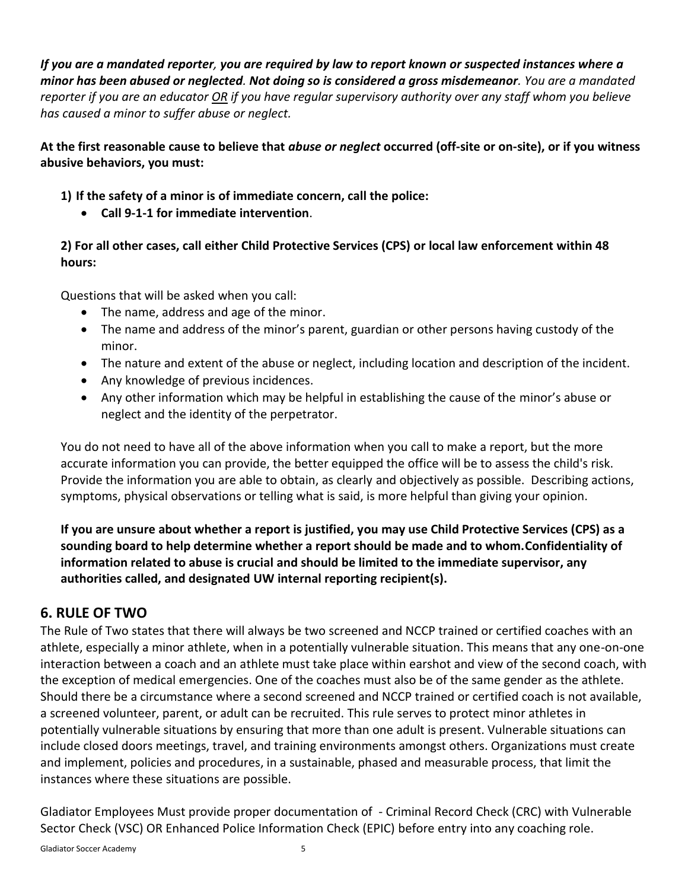***If you are a mandated reporter**, **you are required by law to report known or suspected instances where a minor has been abused or neglected**. **Not doing so is considered a gross misdemeanor**. You are a mandated reporter if you are an educator OR if you have regular supervisory authority over any staff whom you believe has caused a minor to suffer abuse or neglect.*

**At the first reasonable cause to believe that *abuse or neglect* occurred (off-site or on-site), or if you witness abusive behaviors, you must:**

**1) If the safety of a minor is of immediate concern, call the police:**

- **Call 9-1-1 for immediate intervention**.

**2) For all other cases, call either Child Protective Services (CPS) or local law enforcement within 48 hours:**

Questions that will be asked when you call:

- The name, address and age of the minor.
- The name and address of the minor's parent, guardian or other persons having custody of the minor.
- The nature and extent of the abuse or neglect, including location and description of the incident.
- Any knowledge of previous incidences.
- Any other information which may be helpful in establishing the cause of the minor's abuse or neglect and the identity of the perpetrator.

You do not need to have all of the above information when you call to make a report, but the more accurate information you can provide, the better equipped the office will be to assess the child's risk. Provide the information you are able to obtain, as clearly and objectively as possible. Describing actions, symptoms, physical observations or telling what is said, is more helpful than giving your opinion.

**If you are unsure about whether a report is justified, you may use Child Protective Services (CPS) as a sounding board to help determine whether a report should be made and to whom.Confidentiality of information related to abuse is crucial and should be limited to the immediate supervisor, any authorities called, and designated UW internal reporting recipient(s).**

## 6. RULE OF TWO

The Rule of Two states that there will always be two screened and NCCP trained or certified coaches with an athlete, especially a minor athlete, when in a potentially vulnerable situation. This means that any one-on-one interaction between a coach and an athlete must take place within earshot and view of the second coach, with the exception of medical emergencies. One of the coaches must also be of the same gender as the athlete. Should there be a circumstance where a second screened and NCCP trained or certified coach is not available, a screened volunteer, parent, or adult can be recruited. This rule serves to protect minor athletes in potentially vulnerable situations by ensuring that more than one adult is present. Vulnerable situations can include closed doors meetings, travel, and training environments amongst others. Organizations must create and implement, policies and procedures, in a sustainable, phased and measurable process, that limit the instances where these situations are possible.

Gladiator Employees Must provide proper documentation of - Criminal Record Check (CRC) with Vulnerable Sector Check (VSC) OR Enhanced Police Information Check (EPIC) before entry into any coaching role.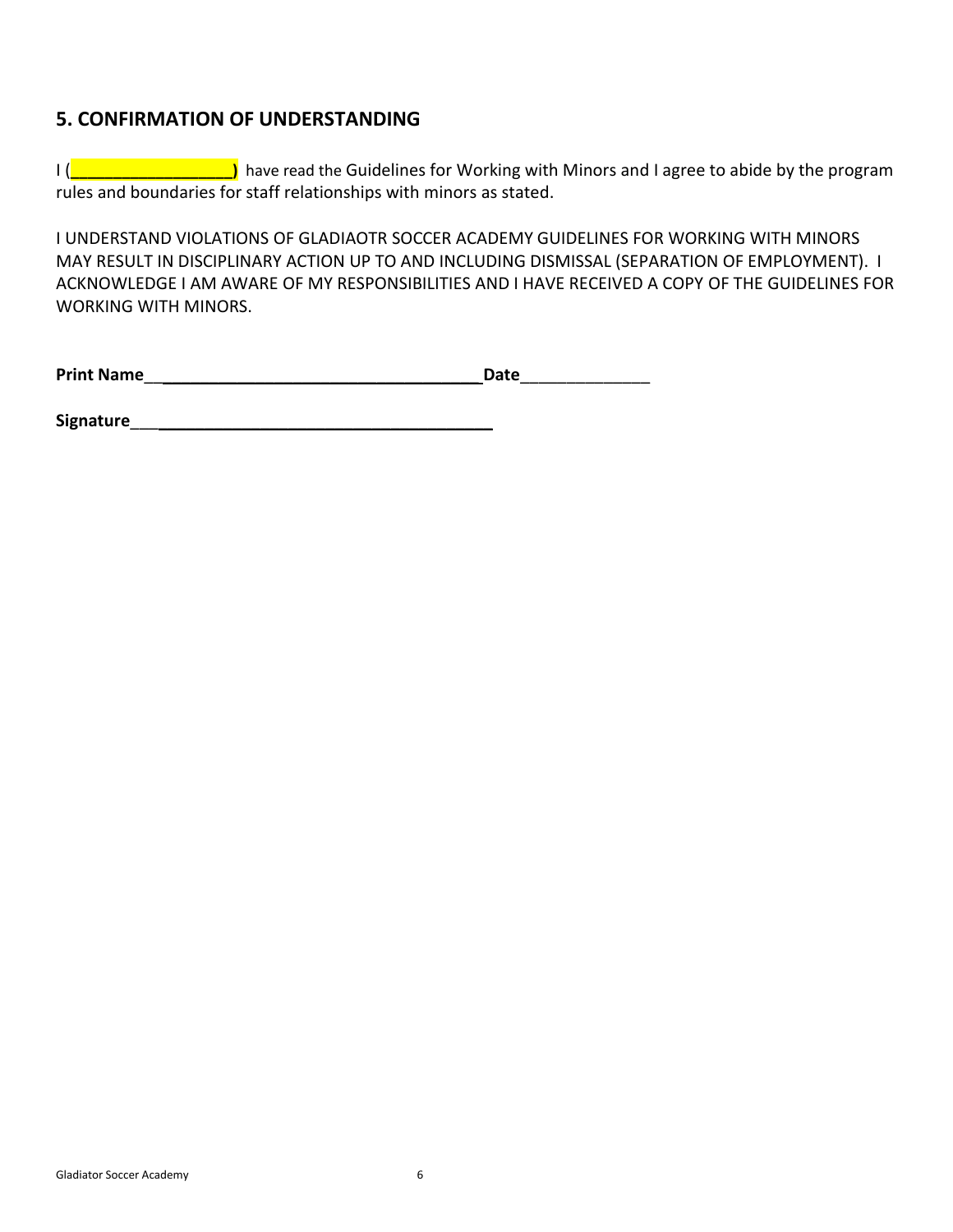## 5. CONFIRMATION OF UNDERSTANDING

I (__________________) have read the Guidelines for Working with Minors and I agree to abide by the program rules and boundaries for staff relationships with minors as stated.

I UNDERSTAND VIOLATIONS OF GLADIAOTR SOCCER ACADEMY GUIDELINES FOR WORKING WITH MINORS MAY RESULT IN DISCIPLINARY ACTION UP TO AND INCLUDING DISMISSAL (SEPARATION OF EMPLOYMENT). I ACKNOWLEDGE I AM AWARE OF MY RESPONSIBILITIES AND I HAVE RECEIVED A COPY OF THE GUIDELINES FOR WORKING WITH MINORS.

**Print Name**________________________________________ **Date**______________

**Signature**________________________________________